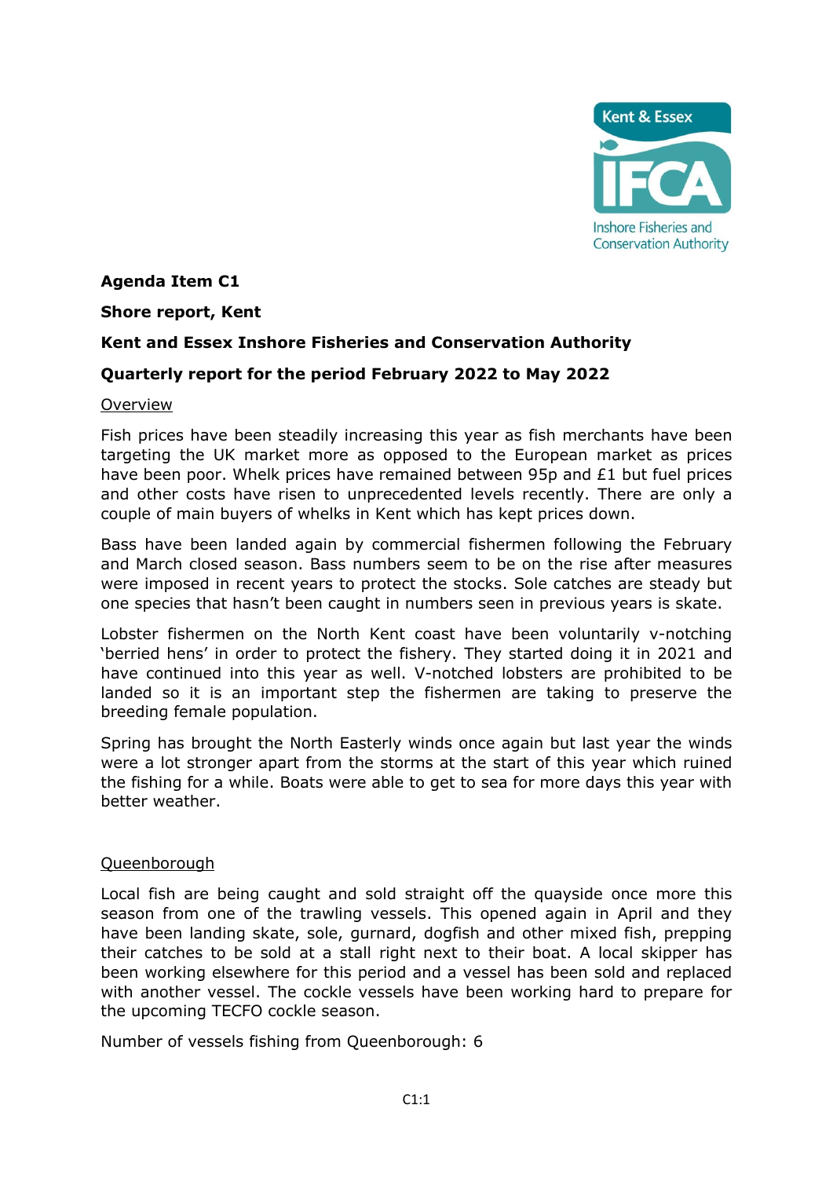**Agenda Item C1**

**Shore report, Kent**

**Kent and Essex Inshore Fisheries and Conservation Authority**

**Quarterly report for the period February 2022 to May 2022**

## Overview

Fish prices have been steadily increasing this year as fish merchants have been targeting the UK market more as opposed to the European market as prices have been poor. Whelk prices have remained between 95p and £1 but fuel prices and other costs have risen to unprecedented levels recently. There are only a couple of main buyers of whelks in Kent which has kept prices down.

Bass have been landed again by commercial fishermen following the February and March closed season. Bass numbers seem to be on the rise after measures were imposed in recent years to protect the stocks. Sole catches are steady but one species that hasn't been caught in numbers seen in previous years is skate.

Lobster fishermen on the North Kent coast have been voluntarily v-notching 'berried hens' in order to protect the fishery. They started doing it in 2021 and have continued into this year as well. V-notched lobsters are prohibited to be landed so it is an important step the fishermen are taking to preserve the breeding female population.

Spring has brought the North Easterly winds once again but last year the winds were a lot stronger apart from the storms at the start of this year which ruined the fishing for a while. Boats were able to get to sea for more days this year with better weather.

## Queenborough

Local fish are being caught and sold straight off the quayside once more this season from one of the trawling vessels. This opened again in April and they have been landing skate, sole, gurnard, dogfish and other mixed fish, prepping their catches to be sold at a stall right next to their boat. A local skipper has been working elsewhere for this period and a vessel has been sold and replaced with another vessel. The cockle vessels have been working hard to prepare for the upcoming TECFO cockle season.

Number of vessels fishing from Queenborough: 6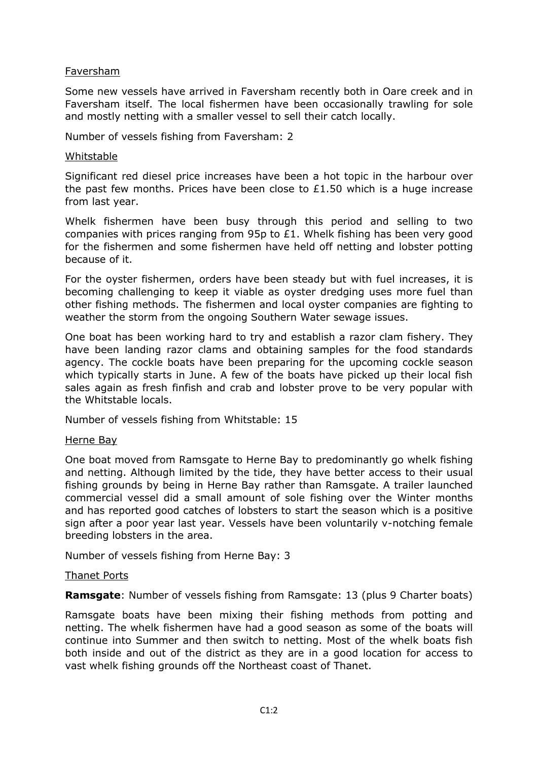Faversham

Some new vessels have arrived in Faversham recently both in Oare creek and in Faversham itself. The local fishermen have been occasionally trawling for sole and mostly netting with a smaller vessel to sell their catch locally.

Number of vessels fishing from Faversham: 2

Whitstable

Significant red diesel price increases have been a hot topic in the harbour over the past few months. Prices have been close to £1.50 which is a huge increase from last year.

Whelk fishermen have been busy through this period and selling to two companies with prices ranging from 95p to £1. Whelk fishing has been very good for the fishermen and some fishermen have held off netting and lobster potting because of it.

For the oyster fishermen, orders have been steady but with fuel increases, it is becoming challenging to keep it viable as oyster dredging uses more fuel than other fishing methods. The fishermen and local oyster companies are fighting to weather the storm from the ongoing Southern Water sewage issues.

One boat has been working hard to try and establish a razor clam fishery. They have been landing razor clams and obtaining samples for the food standards agency. The cockle boats have been preparing for the upcoming cockle season which typically starts in June. A few of the boats have picked up their local fish sales again as fresh finfish and crab and lobster prove to be very popular with the Whitstable locals.

Number of vessels fishing from Whitstable: 15

Herne Bay

One boat moved from Ramsgate to Herne Bay to predominantly go whelk fishing and netting. Although limited by the tide, they have better access to their usual fishing grounds by being in Herne Bay rather than Ramsgate. A trailer launched commercial vessel did a small amount of sole fishing over the Winter months and has reported good catches of lobsters to start the season which is a positive sign after a poor year last year. Vessels have been voluntarily v-notching female breeding lobsters in the area.

Number of vessels fishing from Herne Bay: 3

Thanet Ports

**Ramsgate**: Number of vessels fishing from Ramsgate: 13 (plus 9 Charter boats)

Ramsgate boats have been mixing their fishing methods from potting and netting. The whelk fishermen have had a good season as some of the boats will continue into Summer and then switch to netting. Most of the whelk boats fish both inside and out of the district as they are in a good location for access to vast whelk fishing grounds off the Northeast coast of Thanet.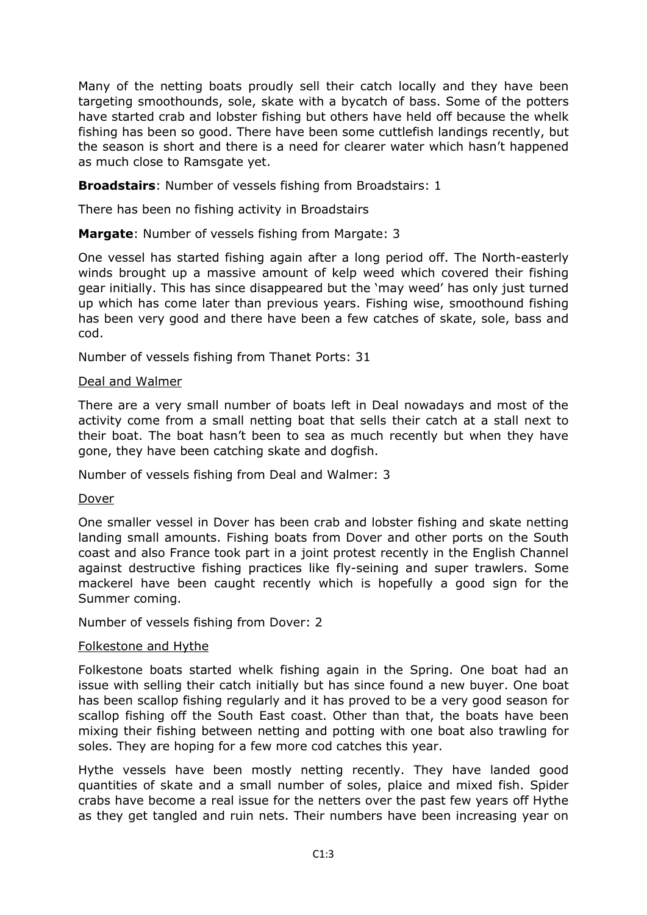Many of the netting boats proudly sell their catch locally and they have been targeting smoothounds, sole, skate with a bycatch of bass. Some of the potters have started crab and lobster fishing but others have held off because the whelk fishing has been so good. There have been some cuttlefish landings recently, but the season is short and there is a need for clearer water which hasn't happened as much close to Ramsgate yet.

**Broadstairs**: Number of vessels fishing from Broadstairs: 1

There has been no fishing activity in Broadstairs

**Margate**: Number of vessels fishing from Margate: 3

One vessel has started fishing again after a long period off. The North-easterly winds brought up a massive amount of kelp weed which covered their fishing gear initially. This has since disappeared but the 'may weed' has only just turned up which has come later than previous years. Fishing wise, smoothound fishing has been very good and there have been a few catches of skate, sole, bass and cod.

Number of vessels fishing from Thanet Ports: 31

<u>Deal and Walmer</u>

There are a very small number of boats left in Deal nowadays and most of the activity come from a small netting boat that sells their catch at a stall next to their boat. The boat hasn't been to sea as much recently but when they have gone, they have been catching skate and dogfish.

Number of vessels fishing from Deal and Walmer: 3

<u>Dover</u>

One smaller vessel in Dover has been crab and lobster fishing and skate netting landing small amounts. Fishing boats from Dover and other ports on the South coast and also France took part in a joint protest recently in the English Channel against destructive fishing practices like fly-seining and super trawlers. Some mackerel have been caught recently which is hopefully a good sign for the Summer coming.

Number of vessels fishing from Dover: 2

<u>Folkestone and Hythe</u>

Folkestone boats started whelk fishing again in the Spring. One boat had an issue with selling their catch initially but has since found a new buyer. One boat has been scallop fishing regularly and it has proved to be a very good season for scallop fishing off the South East coast. Other than that, the boats have been mixing their fishing between netting and potting with one boat also trawling for soles. They are hoping for a few more cod catches this year.

Hythe vessels have been mostly netting recently. They have landed good quantities of skate and a small number of soles, plaice and mixed fish. Spider crabs have become a real issue for the netters over the past few years off Hythe as they get tangled and ruin nets. Their numbers have been increasing year on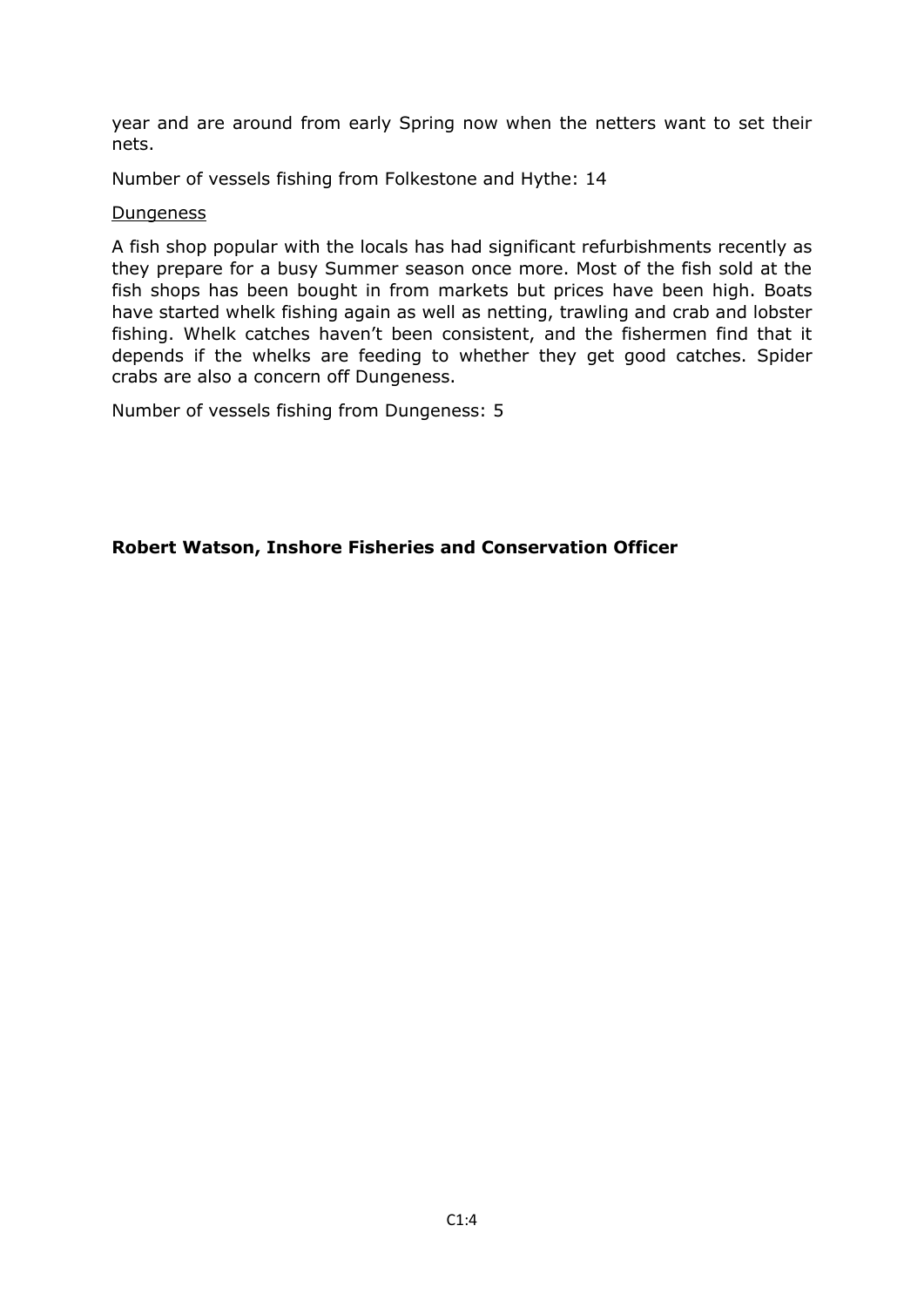year and are around from early Spring now when the netters want to set their nets.

Number of vessels fishing from Folkestone and Hythe: 14

<u>Dungeness</u>

A fish shop popular with the locals has had significant refurbishments recently as they prepare for a busy Summer season once more. Most of the fish sold at the fish shops has been bought in from markets but prices have been high. Boats have started whelk fishing again as well as netting, trawling and crab and lobster fishing. Whelk catches haven't been consistent, and the fishermen find that it depends if the whelks are feeding to whether they get good catches. Spider crabs are also a concern off Dungeness.

Number of vessels fishing from Dungeness: 5

**Robert Watson, Inshore Fisheries and Conservation Officer**